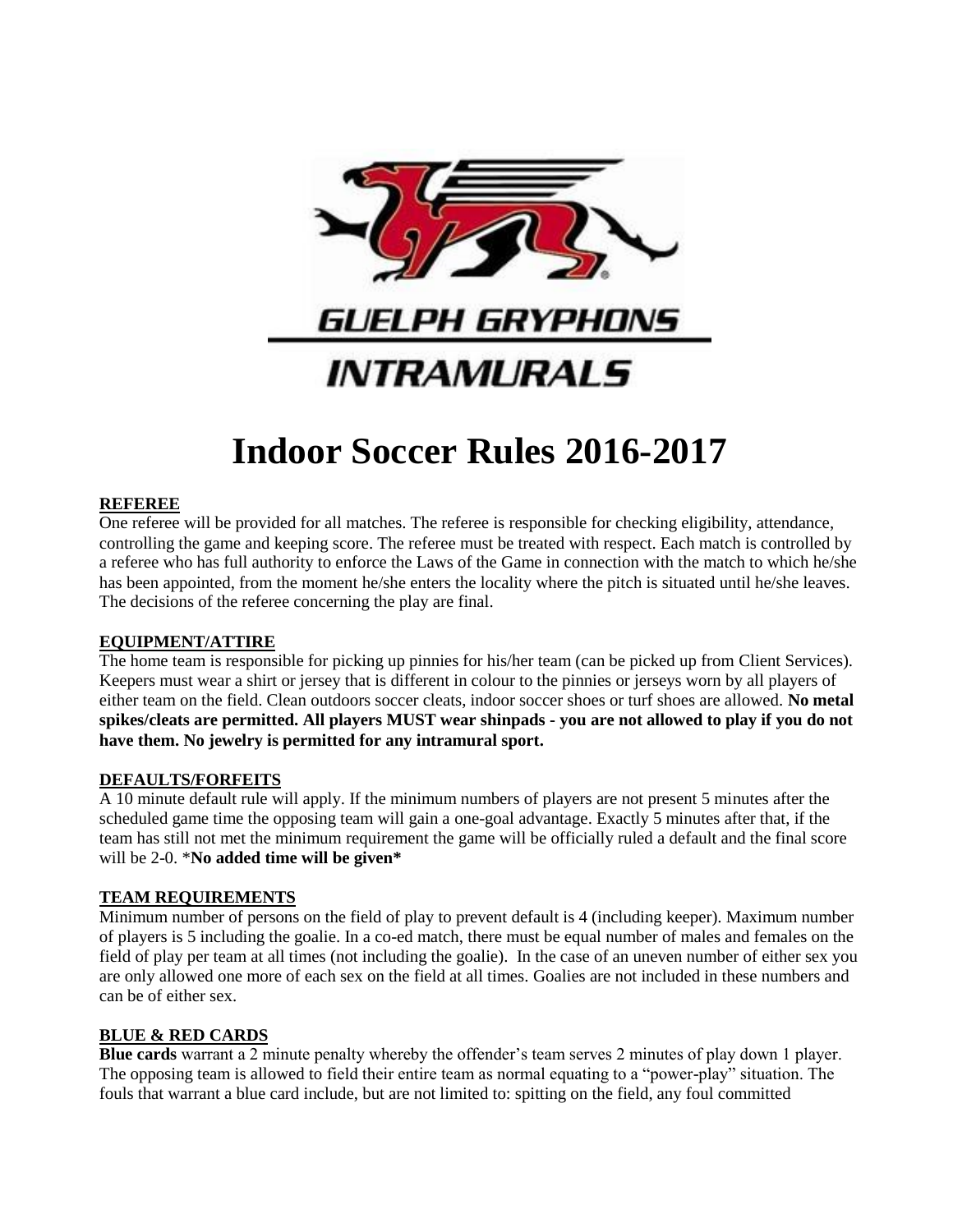GUELPH GRYPHONS

INTRAMURALS

# Indoor Soccer Rules 2016-2017

## REFEREE

One referee will be provided for all matches. The referee is responsible for checking eligibility, attendance, controlling the game and keeping score. The referee must be treated with respect. Each match is controlled by a referee who has full authority to enforce the Laws of the Game in connection with the match to which he/she has been appointed, from the moment he/she enters the locality where the pitch is situated until he/she leaves. The decisions of the referee concerning the play are final.

## EQUIPMENT/ATTIRE

The home team is responsible for picking up pinnies for his/her team (can be picked up from Client Services). Keepers must wear a shirt or jersey that is different in colour to the pinnies or jerseys worn by all players of either team on the field. Clean outdoors soccer cleats, indoor soccer shoes or turf shoes are allowed. **No metal spikes/cleats are permitted. All players MUST wear shinpads - you are not allowed to play if you do not have them. No jewelry is permitted for any intramural sport.**

## DEFAULTS/FORFEITS

A 10 minute default rule will apply. If the minimum numbers of players are not present 5 minutes after the scheduled game time the opposing team will gain a one-goal advantage. Exactly 5 minutes after that, if the team has still not met the minimum requirement the game will be officially ruled a default and the final score will be 2-0. ***No added time will be given***

## TEAM REQUIREMENTS

Minimum number of persons on the field of play to prevent default is 4 (including keeper). Maximum number of players is 5 including the goalie. In a co-ed match, there must be equal number of males and females on the field of play per team at all times (not including the goalie). In the case of an uneven number of either sex you are only allowed one more of each sex on the field at all times. Goalies are not included in these numbers and can be of either sex.

## BLUE & RED CARDS

**Blue cards** warrant a 2 minute penalty whereby the offender's team serves 2 minutes of play down 1 player. The opposing team is allowed to field their entire team as normal equating to a "power-play" situation. The fouls that warrant a blue card include, but are not limited to: spitting on the field, any foul committed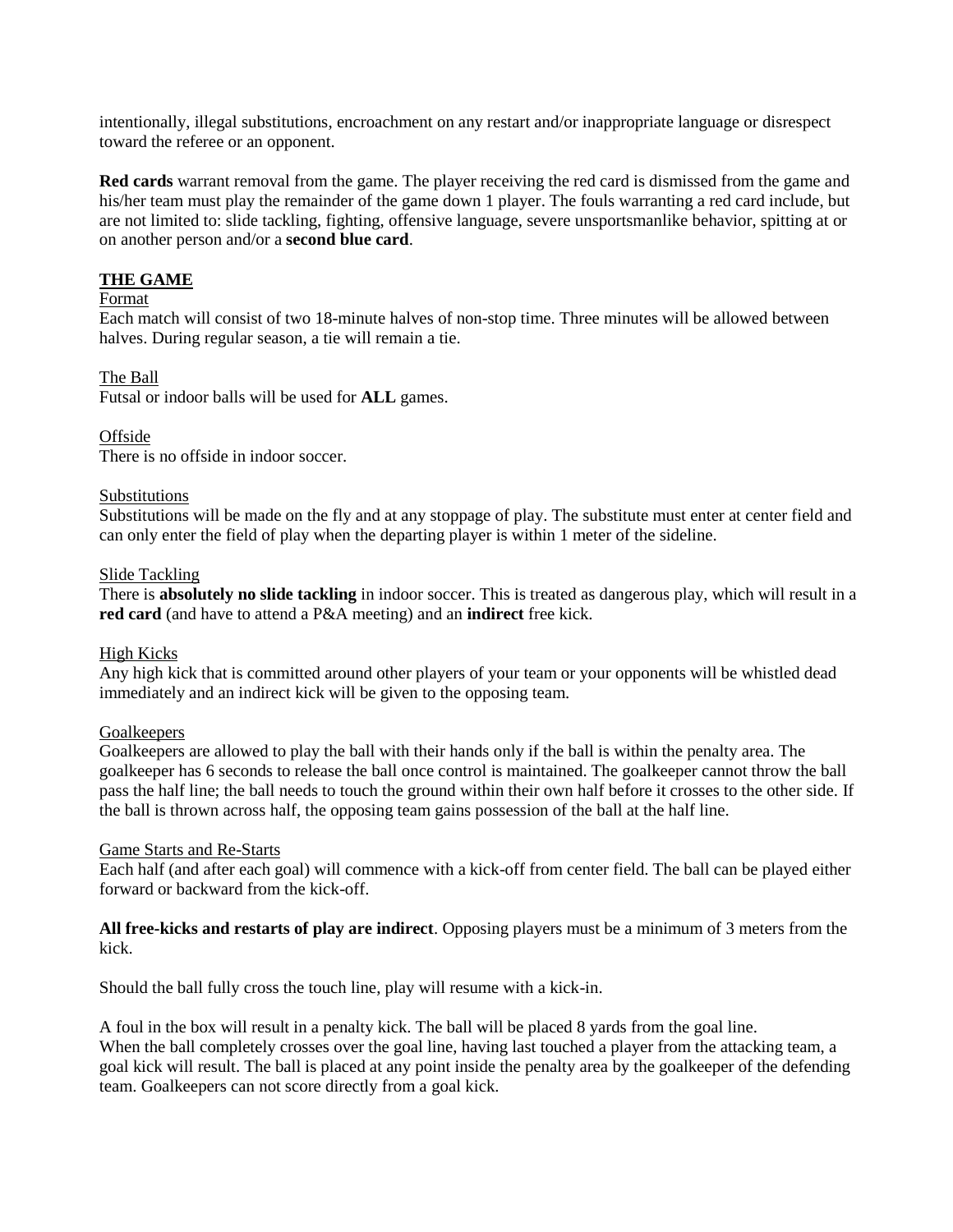intentionally, illegal substitutions, encroachment on any restart and/or inappropriate language or disrespect toward the referee or an opponent.

**Red cards** warrant removal from the game. The player receiving the red card is dismissed from the game and his/her team must play the remainder of the game down 1 player. The fouls warranting a red card include, but are not limited to: slide tackling, fighting, offensive language, severe unsportsmanlike behavior, spitting at or on another person and/or a **second blue card**.

## THE GAME

### Format

Each match will consist of two 18-minute halves of non-stop time. Three minutes will be allowed between halves. During regular season, a tie will remain a tie.

### The Ball

Futsal or indoor balls will be used for **ALL** games.

### Offside

There is no offside in indoor soccer.

### Substitutions

Substitutions will be made on the fly and at any stoppage of play. The substitute must enter at center field and can only enter the field of play when the departing player is within 1 meter of the sideline.

### Slide Tackling

There is **absolutely no slide tackling** in indoor soccer. This is treated as dangerous play, which will result in a **red card** (and have to attend a P&A meeting) and an **indirect** free kick.

### High Kicks

Any high kick that is committed around other players of your team or your opponents will be whistled dead immediately and an indirect kick will be given to the opposing team.

### Goalkeepers

Goalkeepers are allowed to play the ball with their hands only if the ball is within the penalty area. The goalkeeper has 6 seconds to release the ball once control is maintained. The goalkeeper cannot throw the ball pass the half line; the ball needs to touch the ground within their own half before it crosses to the other side. If the ball is thrown across half, the opposing team gains possession of the ball at the half line.

### Game Starts and Re-Starts

Each half (and after each goal) will commence with a kick-off from center field. The ball can be played either forward or backward from the kick-off.

**All free-kicks and restarts of play are indirect**. Opposing players must be a minimum of 3 meters from the kick.

Should the ball fully cross the touch line, play will resume with a kick-in.

A foul in the box will result in a penalty kick. The ball will be placed 8 yards from the goal line.
When the ball completely crosses over the goal line, having last touched a player from the attacking team, a goal kick will result. The ball is placed at any point inside the penalty area by the goalkeeper of the defending team. Goalkeepers can not score directly from a goal kick.